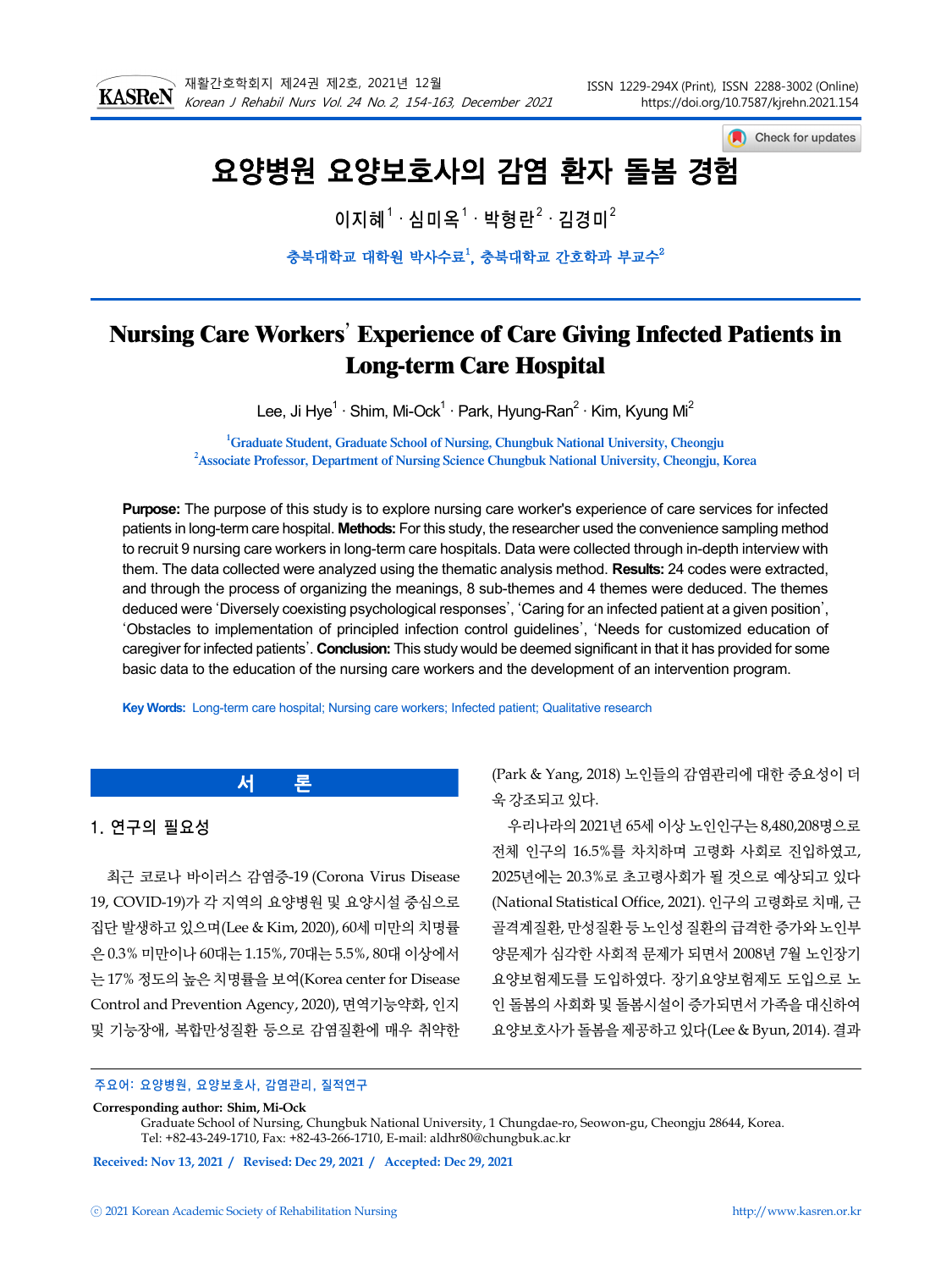# 요양병원 요양보호사의 감염 환자 돌봄 경험

이지혜[1] · 심미옥[1] · 박형란[2] · 김경미[2]

충북대학교 대학원 박사수료[1], 충북대학교 간호학과 부교수[2]

# Nursing Care Workers' Experience of Care Giving Infected Patients in Long-term Care Hospital

Lee, Ji Hye[1] · Shim, Mi-Ock[1] · Park, Hyung-Ran[2] · Kim, Kyung Mi[2]

[1]Graduate Student, Graduate School of Nursing, Chungbuk National University, Cheongju
[2]Associate Professor, Department of Nursing Science Chungbuk National University, Cheongju, Korea

**Purpose:** The purpose of this study is to explore nursing care worker's experience of care services for infected patients in long-term care hospital. **Methods:** For this study, the researcher used the convenience sampling method to recruit 9 nursing care workers in long-term care hospitals. Data were collected through in-depth interview with them. The data collected were analyzed using the thematic analysis method. **Results:** 24 codes were extracted, and through the process of organizing the meanings, 8 sub-themes and 4 themes were deduced. The themes deduced were 'Diversely coexisting psychological responses', 'Caring for an infected patient at a given position', 'Obstacles to implementation of principled infection control guidelines', 'Needs for customized education of caregiver for infected patients'. **Conclusion:** This study would be deemed significant in that it has provided for some basic data to the education of the nursing care workers and the development of an intervention program.

**Key Words:** Long-term care hospital; Nursing care workers; Infected patient; Qualitative research

## 서 론

### 1. 연구의 필요성

최근 코로나 바이러스 감염증-19 (Corona Virus Disease 19, COVID-19)가 각 지역의 요양병원 및 요양시설 중심으로 집단 발생하고 있으며(Lee & Kim, 2020), 60세 미만의 치명률은 0.3% 미만이나 60대는 1.15%, 70대는 5.5%, 80대 이상에서는 17% 정도의 높은 치명률을 보여(Korea center for Disease Control and Prevention Agency, 2020), 면역기능약화, 인지 및 기능장애, 복합만성질환 등으로 감염질환에 매우 취약한 (Park & Yang, 2018) 노인들의 감염관리에 대한 중요성이 더욱 강조되고 있다.

우리나라의 2021년 65세 이상 노인인구는 8,480,208명으로 전체 인구의 16.5%를 차치하며 고령화 사회로 진입하였고, 2025년에는 20.3%로 초고령사회가 될 것으로 예상되고 있다(National Statistical Office, 2021). 인구의 고령화로 치매, 근골격계질환, 만성질환 등 노인성 질환의 급격한 증가와 노인부양문제가 심각한 사회적 문제가 되면서 2008년 7월 노인장기요양보험제도를 도입하였다. 장기요양보험제도 도입으로 노인 돌봄의 사회화 및 돌봄시설이 증가되면서 가족을 대신하여 요양보호사가 돌봄을 제공하고 있다(Lee & Byun, 2014). 결과

주요어: 요양병원, 요양보호사, 감염관리, 질적연구

**Corresponding author: Shim, Mi-Ock**
Graduate School of Nursing, Chungbuk National University, 1 Chungdae-ro, Seowon-gu, Cheongju 28644, Korea.
Tel: +82-43-249-1710, Fax: +82-43-266-1710, E-mail: aldhr80@chungbuk.ac.kr

**Received: Nov 13, 2021 / Revised: Dec 29, 2021 / Accepted: Dec 29, 2021**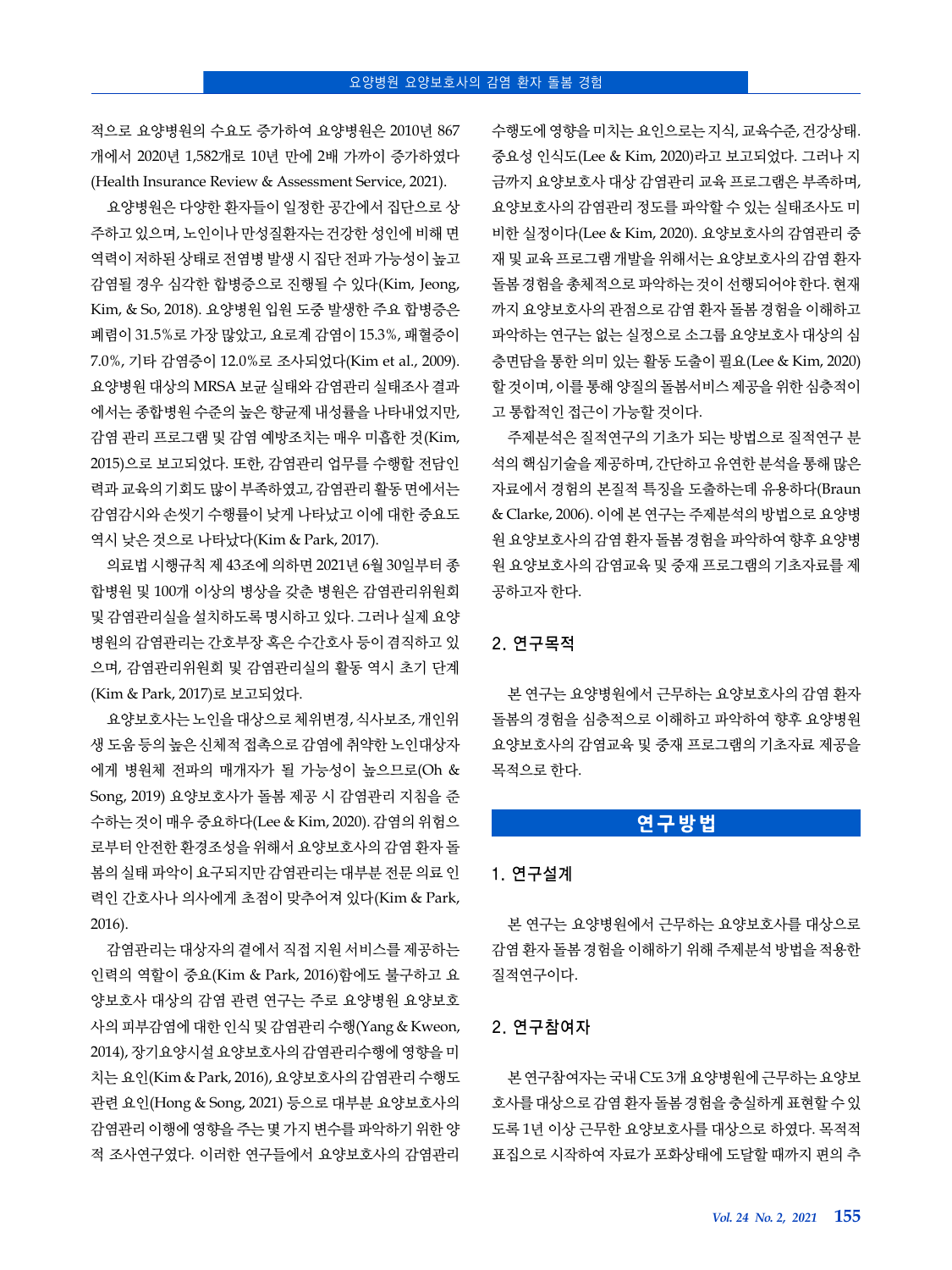적으로 요양병원의 수요도 증가하여 요양병원은 2010년 867개에서 2020년 1,582개로 10년 만에 2배 가까이 증가하였다(Health Insurance Review & Assessment Service, 2021).

요양병원은 다양한 환자들이 일정한 공간에서 집단으로 상주하고 있으며, 노인이나 만성질환자는 건강한 성인에 비해 면역력이 저하된 상태로 전염병 발생 시 집단 전파 가능성이 높고 감염될 경우 심각한 합병증으로 진행될 수 있다(Kim, Jeong, Kim, & So, 2018). 요양병원 입원 도중 발생한 주요 합병증은 폐렴이 31.5%로 가장 많았고, 요로계 감염이 15.3%, 패혈증이 7.0%, 기타 감염증이 12.0%로 조사되었다(Kim et al., 2009). 요양병원 대상의 MRSA 보균 실태와 감염관리 실태조사 결과에서는 종합병원 수준의 높은 항균제 내성률을 나타내었지만, 감염 관리 프로그램 및 감염 예방조치는 매우 미흡한 것(Kim, 2015)으로 보고되었다. 또한, 감염관리 업무를 수행할 전담인력과 교육의 기회도 많이 부족하였고, 감염관리 활동 면에서는 감염감시와 손씻기 수행률이 낮게 나타났고 이에 대한 중요도 역시 낮은 것으로 나타났다(Kim & Park, 2017).

의료법 시행규칙 제 43조에 의하면 2021년 6월 30일부터 종합병원 및 100개 이상의 병상을 갖춘 병원은 감염관리위원회 및 감염관리실을 설치하도록 명시하고 있다. 그러나 실제 요양병원의 감염관리는 간호부장 혹은 수간호사 등이 겸직하고 있으며, 감염관리위원회 및 감염관리실의 활동 역시 초기 단계(Kim & Park, 2017)로 보고되었다.

요양보호사는 노인을 대상으로 체위변경, 식사보조, 개인위생 도움 등의 높은 신체적 접촉으로 감염에 취약한 노인대상자에게 병원체 전파의 매개자가 될 가능성이 높으므로(Oh & Song, 2019) 요양보호사가 돌봄 제공 시 감염관리 지침을 준수하는 것이 매우 중요하다(Lee & Kim, 2020). 감염의 위험으로부터 안전한 환경조성을 위해서 요양보호사의 감염 환자 돌봄의 실태 파악이 요구되지만 감염관리는 대부분 전문 의료 인력인 간호사나 의사에게 초점이 맞추어져 있다(Kim & Park, 2016).

감염관리는 대상자의 곁에서 직접 지원 서비스를 제공하는 인력의 역할이 중요(Kim & Park, 2016)함에도 불구하고 요양보호사 대상의 감염 관련 연구는 주로 요양병원 요양보호사의 피부감염에 대한 인식 및 감염관리 수행(Yang & Kweon, 2014), 장기요양시설 요양보호사의 감염관리수행에 영향을 미치는 요인(Kim & Park, 2016), 요양보호사의 감염관리 수행도 관련 요인(Hong & Song, 2021) 등으로 대부분 요양보호사의 감염관리 이행에 영향을 주는 몇 가지 변수를 파악하기 위한 양적 조사연구였다. 이러한 연구들에서 요양보호사의 감염관리 수행도에 영향을 미치는 요인으로는 지식, 교육수준, 건강상태. 중요성 인식도(Lee & Kim, 2020)라고 보고되었다. 그러나 지금까지 요양보호사 대상 감염관리 교육 프로그램은 부족하며, 요양보호사의 감염관리 정도를 파악할 수 있는 실태조사도 미비한 실정이다(Lee & Kim, 2020). 요양보호사의 감염관리 중재 및 교육 프로그램 개발을 위해서는 요양보호사의 감염 환자 돌봄 경험을 총체적으로 파악하는 것이 선행되어야 한다. 현재까지 요양보호사의 관점으로 감염 환자 돌봄 경험을 이해하고 파악하는 연구는 없는 실정으로 소그룹 요양보호사 대상의 심층면담을 통한 의미 있는 활동 도출이 필요(Lee & Kim, 2020)할 것이며, 이를 통해 양질의 돌봄서비스 제공을 위한 심층적이고 통합적인 접근이 가능할 것이다.

주제분석은 질적연구의 기초가 되는 방법으로 질적연구 분석의 핵심기술을 제공하며, 간단하고 유연한 분석을 통해 많은 자료에서 경험의 본질적 특징을 도출하는데 유용하다(Braun & Clarke, 2006). 이에 본 연구는 주제분석의 방법으로 요양병원 요양보호사의 감염 환자 돌봄 경험을 파악하여 향후 요양병원 요양보호사의 감염교육 및 중재 프로그램의 기초자료를 제공하고자 한다.

### 2. 연구목적

본 연구는 요양병원에서 근무하는 요양보호사의 감염 환자 돌봄의 경험을 심층적으로 이해하고 파악하여 향후 요양병원 요양보호사의 감염교육 및 중재 프로그램의 기초자료 제공을 목적으로 한다.

## 연구방법

### 1. 연구설계

본 연구는 요양병원에서 근무하는 요양보호사를 대상으로 감염 환자 돌봄 경험을 이해하기 위해 주제분석 방법을 적용한 질적연구이다.

### 2. 연구참여자

본 연구참여자는 국내 C도 3개 요양병원에 근무하는 요양보호사를 대상으로 감염 환자 돌봄 경험을 충실하게 표현할 수 있도록 1년 이상 근무한 요양보호사를 대상으로 하였다. 목적적 표집으로 시작하여 자료가 포화상태에 도달할 때까지 편의 추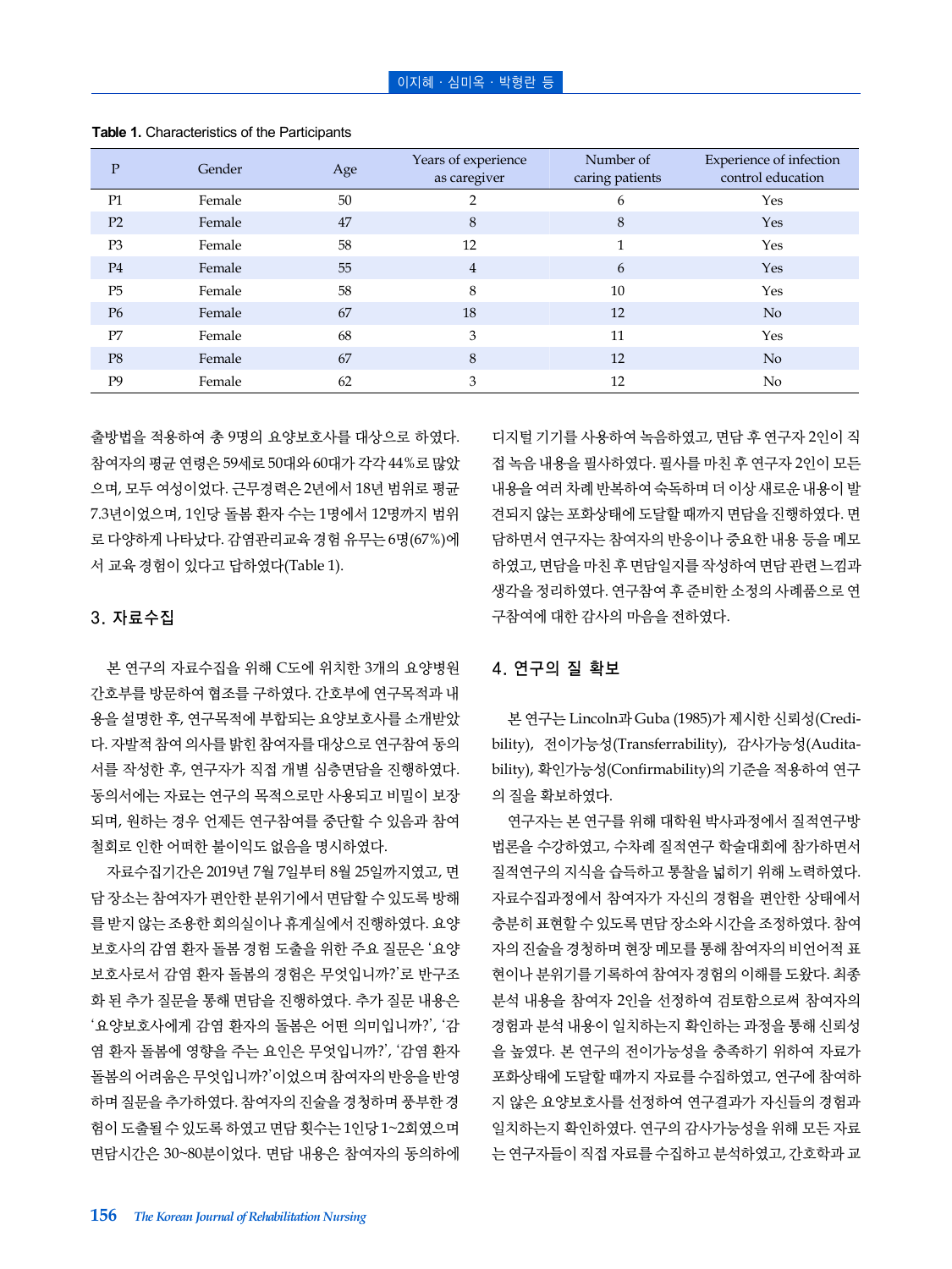**Table 1.** Characteristics of the Participants

| P | Gender | Age | Years of experience as caregiver | Number of caring patients | Experience of infection control education |
|---|---|---|---|---|---|
| P1 | Female | 50 | 2 | 6 | Yes |
| P2 | Female | 47 | 8 | 8 | Yes |
| P3 | Female | 58 | 12 | 1 | Yes |
| P4 | Female | 55 | 4 | 6 | Yes |
| P5 | Female | 58 | 8 | 10 | Yes |
| P6 | Female | 67 | 18 | 12 | No |
| P7 | Female | 68 | 3 | 11 | Yes |
| P8 | Female | 67 | 8 | 12 | No |
| P9 | Female | 62 | 3 | 12 | No |

출방법을 적용하여 총 9명의 요양보호사를 대상으로 하였다. 참여자의 평균 연령은 59세로 50대와 60대가 각각 44%로 많았으며, 모두 여성이었다. 근무경력은 2년에서 18년 범위로 평균 7.3년이었으며, 1인당 돌봄 환자 수는 1명에서 12명까지 범위로 다양하게 나타났다. 감염관리교육 경험 유무는 6명(67%)에서 교육 경험이 있다고 답하였다(Table 1).

## 3. 자료수집

본 연구의 자료수집을 위해 C도에 위치한 3개의 요양병원 간호부를 방문하여 협조를 구하였다. 간호부에 연구목적과 내용을 설명한 후, 연구목적에 부합되는 요양보호사를 소개받았다. 자발적 참여 의사를 밝힌 참여자를 대상으로 연구참여 동의서를 작성한 후, 연구자가 직접 개별 심층면담을 진행하였다. 동의서에는 자료는 연구의 목적으로만 사용되고 비밀이 보장되며, 원하는 경우 언제든 연구참여를 중단할 수 있음과 참여 철회로 인한 어떠한 불이익도 없음을 명시하였다.

자료수집기간은 2019년 7월 7일부터 8월 25일까지였고, 면담 장소는 참여자가 편안한 분위기에서 면담할 수 있도록 방해를 받지 않는 조용한 회의실이나 휴게실에서 진행하였다. 요양보호사의 감염 환자 돌봄 경험 도출을 위한 주요 질문은 '요양보호사로서 감염 환자 돌봄의 경험은 무엇입니까?'로 반구조화 된 추가 질문을 통해 면담을 진행하였다. 추가 질문 내용은 '요양보호사에게 감염 환자의 돌봄은 어떤 의미입니까?', '감염 환자 돌봄에 영향을 주는 요인은 무엇입니까?', '감염 환자 돌봄의 어려움은 무엇입니까?'이었으며 참여자의 반응을 반영하며 질문을 추가하였다. 참여자의 진술을 경청하며 풍부한 경험이 도출될 수 있도록 하였고 면담 횟수는 1인당 1~2회였으며 면담시간은 30~80분이었다. 면담 내용은 참여자의 동의하에 디지털 기기를 사용하여 녹음하였고, 면담 후 연구자 2인이 직접 녹음 내용을 필사하였다. 필사를 마친 후 연구자 2인이 모든 내용을 여러 차례 반복하여 숙독하며 더 이상 새로운 내용이 발견되지 않는 포화상태에 도달할 때까지 면담을 진행하였다. 면담하면서 연구자는 참여자의 반응이나 중요한 내용 등을 메모하였고, 면담을 마친 후 면담일지를 작성하여 면담 관련 느낌과 생각을 정리하였다. 연구참여 후 준비한 소정의 사례품으로 연구참여에 대한 감사의 마음을 전하였다.

## 4. 연구의 질 확보

본 연구는 Lincoln과 Guba (1985)가 제시한 신뢰성(Credibility), 전이가능성(Transferrability), 감사가능성(Auditability), 확인가능성(Confirmability)의 기준을 적용하여 연구의 질을 확보하였다.

연구자는 본 연구를 위해 대학원 박사과정에서 질적연구방법론을 수강하였고, 수차례 질적연구 학술대회에 참가하면서 질적연구의 지식을 습득하고 통찰을 넓히기 위해 노력하였다. 자료수집과정에서 참여자가 자신의 경험을 편안한 상태에서 충분히 표현할 수 있도록 면담 장소와 시간을 조정하였다. 참여자의 진술을 경청하며 현장 메모를 통해 참여자의 비언어적 표현이나 분위기를 기록하여 참여자 경험의 이해를 도왔다. 최종 분석 내용을 참여자 2인을 선정하여 검토함으로써 참여자의 경험과 분석 내용이 일치하는지 확인하는 과정을 통해 신뢰성을 높였다. 본 연구의 전이가능성을 충족하기 위하여 자료가 포화상태에 도달할 때까지 자료를 수집하였고, 연구에 참여하지 않은 요양보호사를 선정하여 연구결과가 자신들의 경험과 일치하는지 확인하였다. 연구의 감사가능성을 위해 모든 자료는 연구자들이 직접 자료를 수집하고 분석하였고, 간호학과 교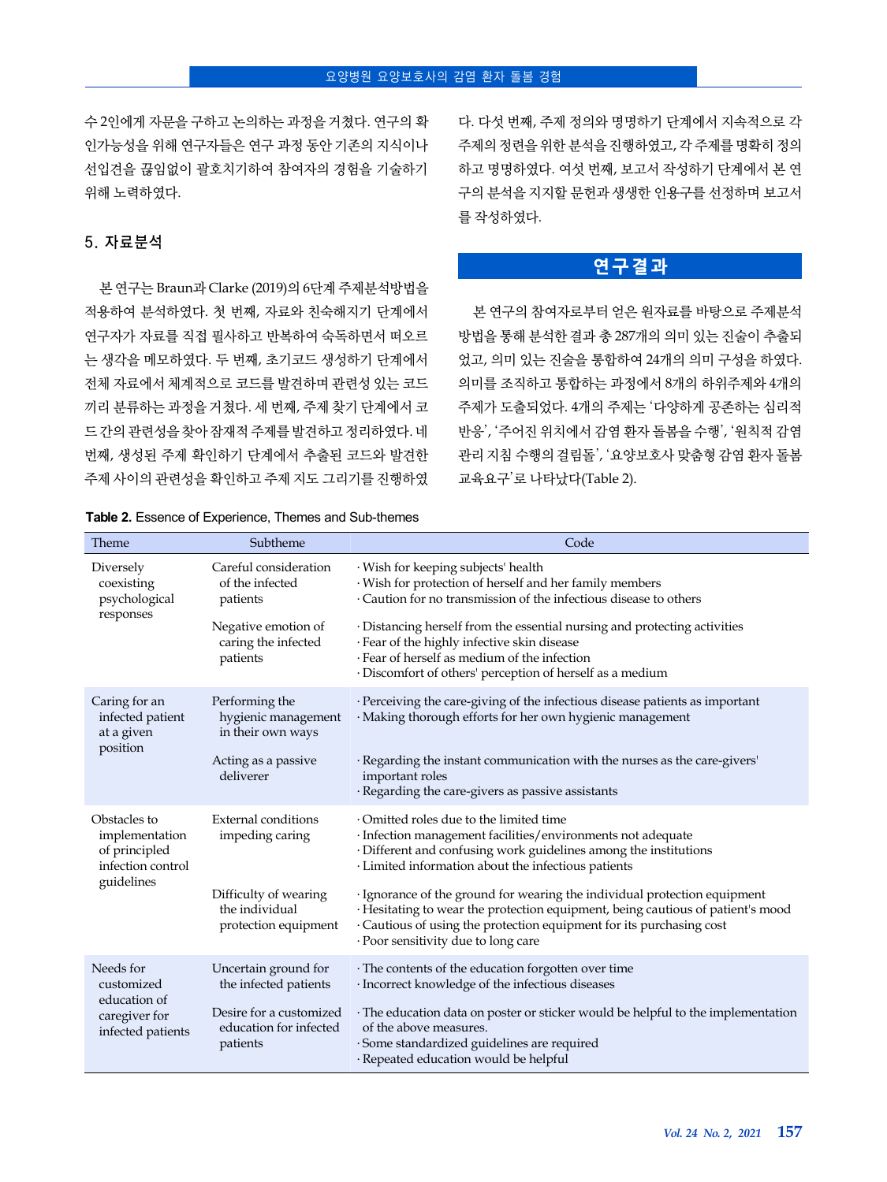수 2인에게 자문을 구하고 논의하는 과정을 거쳤다. 연구의 확인가능성을 위해 연구자들은 연구 과정 동안 기존의 지식이나 선입견을 끊임없이 괄호치기하여 참여자의 경험을 기술하기 위해 노력하였다.

### 5. 자료분석

본 연구는 Braun과 Clarke (2019)의 6단계 주제분석방법을 적용하여 분석하였다. 첫 번째, 자료와 친숙해지기 단계에서 연구자가 자료를 직접 필사하고 반복하여 숙독하면서 떠오르는 생각을 메모하였다. 두 번째, 초기코드 생성하기 단계에서 전체 자료에서 체계적으로 코드를 발견하며 관련성 있는 코드끼리 분류하는 과정을 거쳤다. 세 번째, 주제 찾기 단계에서 코드 간의 관련성을 찾아 잠재적 주제를 발견하고 정리하였다. 네 번째, 생성된 주제 확인하기 단계에서 추출된 코드와 발견한 주제 사이의 관련성을 확인하고 주제 지도 그리기를 진행하였다. 다섯 번째, 주제 정의와 명명하기 단계에서 지속적으로 각 주제의 정련을 위한 분석을 진행하였고, 각 주제를 명확히 정의하고 명명하였다. 여섯 번째, 보고서 작성하기 단계에서 본 연구의 분석을 지지할 문헌과 생생한 인용구를 선정하며 보고서를 작성하였다.

## 연구결과

본 연구의 참여자로부터 얻은 원자료를 바탕으로 주제분석 방법을 통해 분석한 결과 총 287개의 의미 있는 진술이 추출되었고, 의미 있는 진술을 통합하여 24개의 의미 구성을 하였다. 의미를 조직하고 통합하는 과정에서 8개의 하위주제와 4개의 주제가 도출되었다. 4개의 주제는 '다양하게 공존하는 심리적 반응', '주어진 위치에서 감염 환자 돌봄을 수행', '원칙적 감염 관리 지침 수행의 걸림돌', '요양보호사 맞춤형 감염 환자 돌봄 교육요구'로 나타났다(Table 2).

**Table 2.** Essence of Experience, Themes and Sub-themes

| Theme | Subtheme | Code |
|---|---|---|
| Diversely coexisting psychological responses | Careful consideration of the infected patients | · Wish for keeping subjects' health<br>· Wish for protection of herself and her family members<br>· Caution for no transmission of the infectious disease to others |
| | Negative emotion of caring the infected patients | · Distancing herself from the essential nursing and protecting activities<br>· Fear of the highly infective skin disease<br>· Fear of herself as medium of the infection<br>· Discomfort of others' perception of herself as a medium |
| Caring for an infected patient at a given position | Performing the hygienic management in their own ways | · Perceiving the care-giving of the infectious disease patients as important<br>· Making thorough efforts for her own hygienic management |
| | Acting as a passive deliverer | · Regarding the instant communication with the nurses as the care-givers' important roles<br>· Regarding the care-givers as passive assistants |
| Obstacles to implementation of principled infection control guidelines | External conditions impeding caring | · Omitted roles due to the limited time<br>· Infection management facilities/environments not adequate<br>· Different and confusing work guidelines among the institutions<br>· Limited information about the infectious patients |
| | Difficulty of wearing the individual protection equipment | · Ignorance of the ground for wearing the individual protection equipment<br>· Hesitating to wear the protection equipment, being cautious of patient's mood<br>· Cautious of using the protection equipment for its purchasing cost<br>· Poor sensitivity due to long care |
| Needs for customized education of caregiver for infected patients | Uncertain ground for the infected patients | · The contents of the education forgotten over time<br>· Incorrect knowledge of the infectious diseases |
| | Desire for a customized education for infected patients | · The education data on poster or sticker would be helpful to the implementation of the above measures.<br>· Some standardized guidelines are required<br>· Repeated education would be helpful |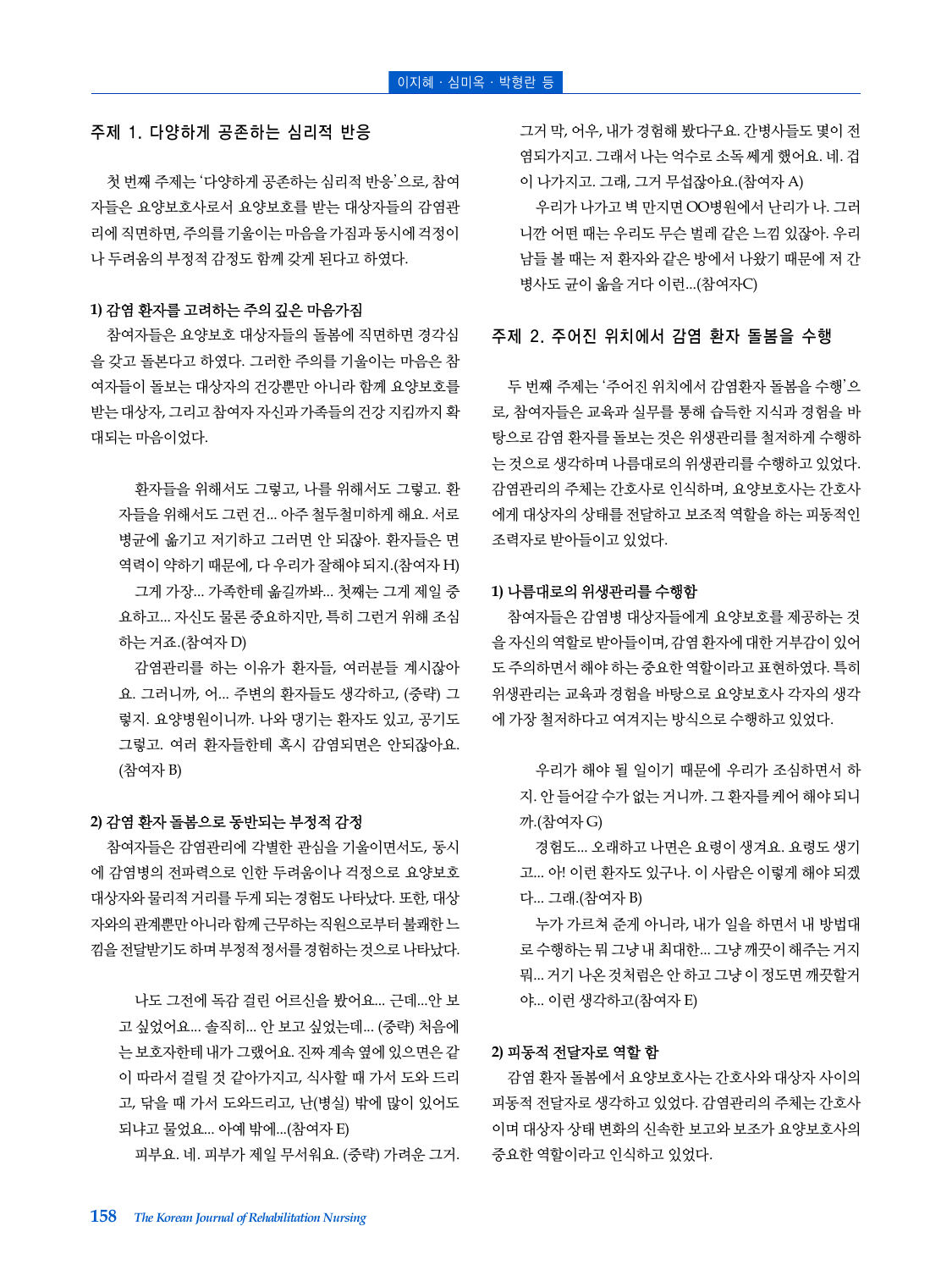## 주제 1. 다양하게 공존하는 심리적 반응

첫 번째 주제는 '다양하게 공존하는 심리적 반응'으로, 참여자들은 요양보호사로서 요양보호를 받는 대상자들의 감염관리에 직면하면, 주의를 기울이는 마음을 가짐과 동시에 걱정이나 두려움의 부정적 감정도 함께 갖게 된다고 하였다.

### 1) 감염 환자를 고려하는 주의 깊은 마음가짐

참여자들은 요양보호 대상자들의 돌봄에 직면하면 경각심을 갖고 돌본다고 하였다. 그러한 주의를 기울이는 마음은 참여자들이 돌보는 대상자의 건강뿐만 아니라 함께 요양보호를 받는 대상자, 그리고 참여자 자신과 가족들의 건강 지킴까지 확대되는 마음이었다.

> 환자들을 위해서도 그렇고, 나를 위해서도 그렇고. 환자들을 위해서도 그런 건... 아주 철두철미하게 해요. 서로 병균에 옮기고 저기하고 그러면 안 되잖아. 환자들은 면역력이 약하기 때문에, 다 우리가 잘해야 되지.(참여자 H)
>
> 그게 가장... 가족한테 옮길까봐... 첫째는 그게 제일 중요하고... 자신도 물론 중요하지만, 특히 그런거 위해 조심하는 거죠.(참여자 D)
>
> 감염관리를 하는 이유가 환자들, 여러분들 계시잖아요. 그러니까, 어... 주변의 환자들도 생각하고, (중략) 그렇지. 요양병원이니까. 나와 댕기는 환자도 있고, 공기도 그렇고. 여러 환자들한테 혹시 감염되면은 안되잖아요.(참여자 B)

### 2) 감염 환자 돌봄으로 동반되는 부정적 감정

참여자들은 감염관리에 각별한 관심을 기울이면서도, 동시에 감염병의 전파력으로 인한 두려움이나 걱정으로 요양보호 대상자와 물리적 거리를 두게 되는 경험도 나타났다. 또한, 대상자와의 관계뿐만 아니라 함께 근무하는 직원으로부터 불쾌한 느낌을 전달받기도 하며 부정적 정서를 경험하는 것으로 나타났다.

> 나도 그전에 독감 걸린 어르신을 봤어요... 근데...안 보고 싶었어요... 솔직히... 안 보고 싶었는데... (중략) 처음에는 보호자한테 내가 그랬어요. 진짜 계속 옆에 있으면은 같이 따라서 걸릴 것 같아가지고, 식사할 때 가서 도와 드리고, 닦을 때 가서 도와드리고, 난(병실) 밖에 많이 있어도 되냐고 물었요... 아예 밖에...(참여자 E)
>
> 피부요. 네. 피부가 제일 무서워요. (중략) 가려운 그거. 그거 막, 어우, 내가 경험해 봤다구요. 간병사들도 몇이 전염되가지고. 그래서 나는 억수로 소독 쎄게 했어요. 네. 겁이 나가지고. 그래, 그거 무섭잖아요.(참여자 A)
>
> 우리가 나가고 벽 만지면 OO병원에서 난리가 나. 그러니깐 어떤 때는 우리도 무슨 벌레 같은 느낌 있잖아. 우리 남들 볼 때는 저 환자와 같은 방에서 나왔기 때문에 저 간병사도 균이 옮을 거다 이런...(참여자C)

## 주제 2. 주어진 위치에서 감염 환자 돌봄을 수행

두 번째 주제는 '주어진 위치에서 감염환자 돌봄을 수행'으로, 참여자들은 교육과 실무를 통해 습득한 지식과 경험을 바탕으로 감염 환자를 돌보는 것은 위생관리를 철저하게 수행하는 것으로 생각하며 나름대로의 위생관리를 수행하고 있었다. 감염관리의 주체는 간호사로 인식하며, 요양보호사는 간호사에게 대상자의 상태를 전달하고 보조적 역할을 하는 피동적인 조력자로 받아들이고 있었다.

### 1) 나름대로의 위생관리를 수행함

참여자들은 감염병 대상자들에게 요양보호를 제공하는 것을 자신의 역할로 받아들이며, 감염 환자에 대한 거부감이 있어도 주의하면서 해야 하는 중요한 역할이라고 표현하였다. 특히 위생관리는 교육과 경험을 바탕으로 요양보호사 각자의 생각에 가장 철저하다고 여겨지는 방식으로 수행하고 있었다.

> 우리가 해야 될 일이기 때문에 우리가 조심하면서 하지. 안 들어갈 수가 없는 거니깐. 그 환자를 케어 해야 되니까.(참여자 G)
>
> 경험도... 오래하고 나면은 요령이 생겨요. 요령도 생기고... 아! 이런 환자도 있구나. 이 사람은 이렇게 해야 되겠다... 그래.(참여자 B)
>
> 누가 가르쳐 준게 아니라, 내가 일을 하면서 내 방법대로 수행하는 뭐 그냥 내 최대한... 그냥 깨끗이 해주는 거지 뭐... 거기 나온 것처럼은 안 하고 그냥 이 정도면 깨끗할거야... 이런 생각하고(참여자 E)

### 2) 피동적 전달자로 역할 함

감염 환자 돌봄에서 요양보호사는 간호사와 대상자 사이의 피동적 전달자로 생각하고 있었다. 감염관리의 주체는 간호사이며 대상자 상태 변화의 신속한 보고와 보조가 요양보호사의 중요한 역할이라고 인식하고 있었다.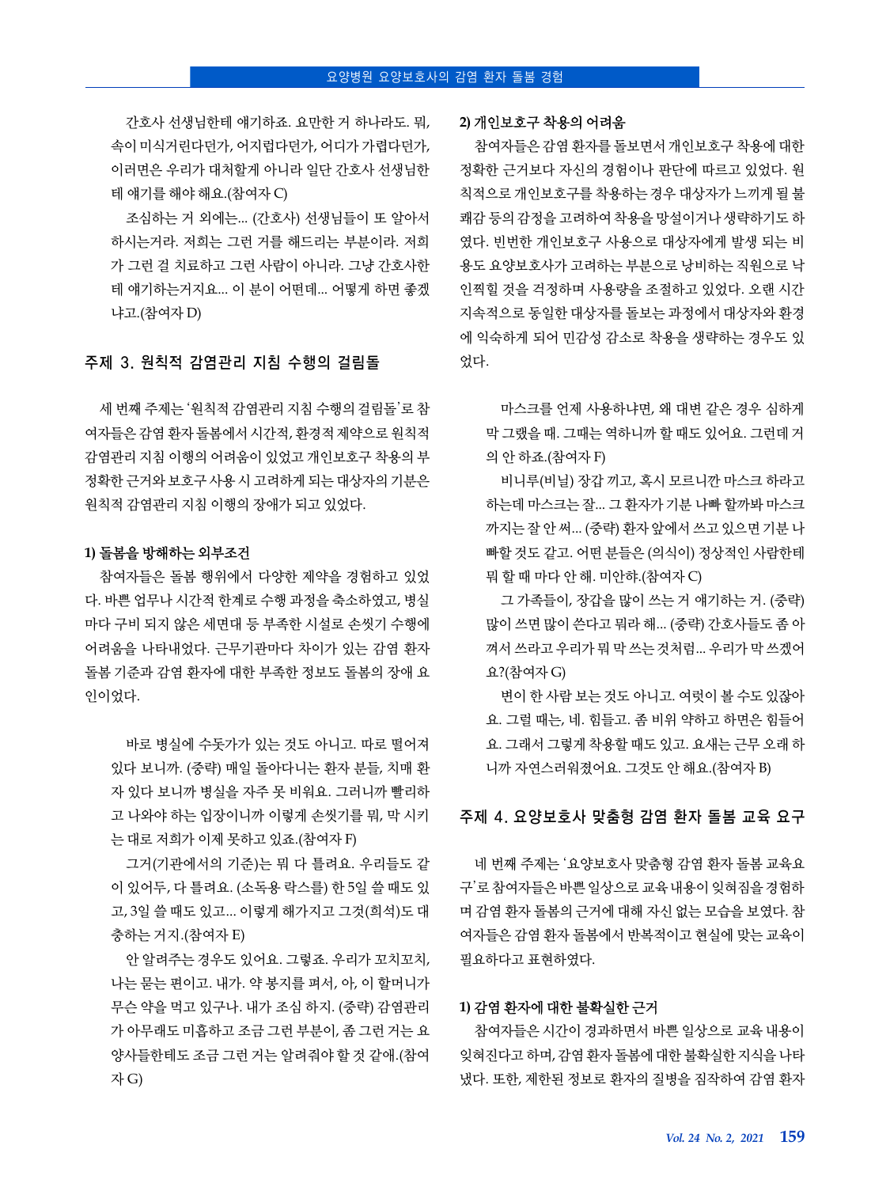간호사 선생님한테 얘기하죠. 요만한 거 하나라도. 뭐, 속이 미식거린다던가, 어지럽다던가, 어디가 가렵다던가, 이러면은 우리가 대처할게 아니라 일단 간호사 선생님한테 얘기를 해야 해요.(참여자 C)

조심하는 거 외에는... (간호사) 선생님들이 또 알아서 하시는거라. 저희는 그런 거를 해드리는 부분이라. 저희가 그런 걸 치료하고 그런 사람이 아니라. 그냥 간호사한테 얘기하는거지요... 이 분이 어떤데... 어떻게 하면 좋겠냐고.(참여자 D)

## 주제 3. 원칙적 감염관리 지침 수행의 걸림돌

세 번째 주제는 '원칙적 감염관리 지침 수행의 걸림돌'로 참여자들은 감염 환자 돌봄에서 시간적, 환경적 제약으로 원칙적 감염관리 지침 이행의 어려움이 있었고 개인보호구 착용의 부정확한 근거와 보호구 사용 시 고려하게 되는 대상자의 기분은 원칙적 감염관리 지침 이행의 장애가 되고 있었다.

### 1) 돌봄을 방해하는 외부조건

참여자들은 돌봄 행위에서 다양한 제약을 경험하고 있었다. 바쁜 업무나 시간적 한계로 수행 과정을 축소하였고, 병실마다 구비 되지 않은 세면대 등 부족한 시설로 손씻기 수행에 어려움을 나타내었다. 근무기관마다 차이가 있는 감염 환자 돌봄 기준과 감염 환자에 대한 부족한 정보도 돌봄의 장애 요인이었다.

바로 병실에 수돗가가 있는 것도 아니고. 따로 떨어져 있다 보니까. (중략) 매일 돌아다니는 환자 분들, 치매 환자 있다 보니까 병실을 자주 못 비워요. 그러니까 빨리하고 나와야 하는 입장이니까 이렇게 손씻기를 뭐, 막 시키는 대로 저희가 이제 못하고 있죠.(참여자 F)

그거(기관에서의 기준)는 뭐 다 틀려요. 우리들도 같이 있어두, 다 틀려요. (소독용 락스를) 한 5일 쓸 때도 있고, 3일 쓸 때도 있고... 이렇게 해가지고 그것(희석)도 대충하는 거지.(참여자 E)

안 알려주는 경우도 있어요. 그렇죠. 우리가 꼬치꼬치, 나는 묻는 편이고. 내가. 약 봉지를 펴서, 아, 이 할머니가 무슨 약을 먹고 있구나. 내가 조심 하지. (중략) 감염관리가 아무래도 미흡하고 조금 그런 부분이, 좀 그런 거는 요양사들한테도 조금 그런 거는 알려줘야 할 것 같애.(참여자 G)

### 2) 개인보호구 착용의 어려움

참여자들은 감염 환자를 돌보면서 개인보호구 착용에 대한 정확한 근거보다 자신의 경험이나 판단에 따르고 있었다. 원칙적으로 개인보호구를 착용하는 경우 대상자가 느끼게 될 불쾌감 등의 감정을 고려하여 착용을 망설이거나 생략하기도 하였다. 빈번한 개인보호구 사용으로 대상자에게 발생 되는 비용도 요양보호사가 고려하는 부분으로 낭비하는 직원으로 낙인찍힐 것을 걱정하며 사용량을 조절하고 있었다. 오랜 시간 지속적으로 동일한 대상자를 돌보는 과정에서 대상자와 환경에 익숙하게 되어 민감성 감소로 착용을 생략하는 경우도 있었다.

마스크를 언제 사용하냐면, 왜 대변 같은 경우 심하게 막 그랬을 때. 그때는 역하니까 할 때도 있어요. 그런데 거의 안 하죠.(참여자 F)

비니루(비닐) 장갑 끼고, 혹시 모르니깐 마스크 하라고 하는데 마스크는 잘... 그 환자가 기분 나빠 할까봐 마스크까지는 잘 안 써... (중략) 환자 앞에서 쓰고 있으면 기분 나빠할 것도 같고. 어떤 분들은 (의식이) 정상적인 사람한테 뭐 할 때 마다 안 해. 미안햐.(참여자 C)

그 가족들이, 장갑을 많이 쓰는 거 얘기하는 거. (중략) 많이 쓰면 많이 쓴다고 뭐라 해... (중략) 간호사들도 좀 아껴서 쓰라고 우리가 뭐 막 쓰는것처럼... 우리가 막 쓰겠어요?(참여자 G)

변이 한 사람 보는 것도 아니고. 여럿이 볼 수도 있잖아요. 그럴 때는, 네. 힘들고. 좀 비위 약하고 하면은 힘들어요. 그래서 그렇게 착용할 때도 있고. 요새는 근무 오래 하니까 자연스러워졌어요. 그것도 안 해요.(참여자 B)

## 주제 4. 요양보호사 맞춤형 감염 환자 돌봄 교육 요구

네 번째 주제는 '요양보호사 맞춤형 감염 환자 돌봄 교육요구'로 참여자들은 바쁜 일상으로 교육 내용이 잊혀짐을 경험하며 감염 환자 돌봄의 근거에 대해 자신 없는 모습을 보였다. 참여자들은 감염 환자 돌봄에서 반복적이고 현실에 맞는 교육이 필요하다고 표현하였다.

### 1) 감염 환자에 대한 불확실한 근거

참여자들은 시간이 경과하면서 바쁜 일상으로 교육 내용이 잊혀진다고 하며, 감염 환자 돌봄에 대한 불확실한 지식을 나타냈다. 또한, 제한된 정보로 환자의 질병을 짐작하여 감염 환자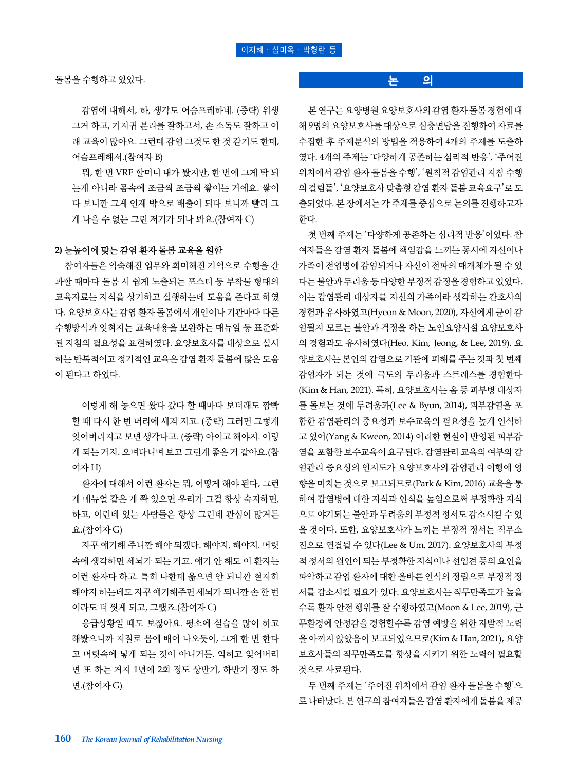돌봄을 수행하고 있었다.

> 감염에 대해서, 하, 생각도 어슴프레하네. (중략) 위생 그거 하고, 기저귀 분리를 잘하고서, 손 소독도 잘하고 이래 교육이 많아요. 그런데 감염 그것도 한 것 같기도 한데, 어슴프레해서.(참여자 B)
>
> 뭐, 한 번 VRE 할머니 내가 봤지만, 한 번에 그게 탁 되는게 아니라 몸속에 조금씩 조금씩 쌓이는 거에요. 쌓이다 보니깐 그게 인제 밖으로 배출이 되다 보니까 빨리 그게 나을 수 없는 그런 저기가 되나 봐요.(참여자 C)

**2) 눈높이에 맞는 감염 환자 돌봄 교육을 원함**

참여자들은 익숙해진 업무와 희미해진 기억으로 수행을 간과할 때마다 돌봄 시 쉽게 노출되는 포스터 등 부착물 형태의 교육자료는 지식을 상기하고 실행하는데 도움을 준다고 하였다. 요양보호사는 감염 환자 돌봄에서 개인이나 기관마다 다른 수행방식과 잊혀지는 교육내용을 보완하는 매뉴얼 등 표준화된 지침의 필요성을 표현하였다. 요양보호사를 대상으로 실시하는 반복적이고 정기적인 교육은 감염 환자 돌봄에 많은 도움이 된다고 하였다.

> 이렇게 해 놓으면 왔다 갔다 할 때마다 보더래도 깜빡할 때 다시 한 번 머리에 새겨 지고. (중략) 그러면 그렇게 잊어버려지고 보면 생각나고. (중략) 아이고 해야지. 이렇게 되는 거지. 오며다니며 보고 그런게 좋은 거 같아요.(참여자 H)
>
> 환자에 대해서 이런 환자는 뭐, 어떻게 해야 된다, 그런게 매뉴얼 같은 게 쫙 있으면 우리가 그걸 항상 숙지하면, 하고, 이런데 있는 사람들은 항상 그런데 관심이 많거든요.(참여자 G)
>
> 자꾸 얘기해 주니깐 해야 되겠다. 해야지, 해야지. 머릿속에 생각하면 세뇌가 되는 거고. 얘기 안 해도 이 환자는 이런 환자다 하고. 특히 나한테 옮으면 안 되니깐 철저히 해야지 하는데도 자꾸 얘기해주면 세뇌가 되니깐 손 한 번이라도 더 씻게 되고, 그랬죠.(참여자 C)
>
> 응급상황일 때도 보잖아요. 평소에 실습을 많이 하고 해봤으니까 저절로 몸에 배어 나오듯이, 그게 한 번 한다고 머릿속에 넣게 되는 것이 아니거든. 익히고 잊어버리면 또 하는 거지 1년에 2회 정도 상반기, 하반기 정도 하면.(참여자 G)

## 논 의

본 연구는 요양병원 요양보호사의 감염 환자 돌봄 경험에 대해 9명의 요양보호사를 대상으로 심층면담을 진행하여 자료를 수집한 후 주제분석의 방법을 적용하여 4개의 주제를 도출하였다. 4개의 주제는 '다양하게 공존하는 심리적 반응', '주어진 위치에서 감염 환자 돌봄을 수행', '원칙적 감염관리 지침 수행의 걸림돌', '요양보호사 맞춤형 감염 환자 돌봄 교육요구'로 도출되었다. 본 장에서는 각 주제를 중심으로 논의를 진행하고자 한다.

첫 번째 주제는 '다양하게 공존하는 심리적 반응'이었다. 참여자들은 감염 환자 돌봄에 책임감을 느끼는 동시에 자신이나 가족이 전염병에 감염되거나 자신이 전파의 매개체가 될 수 있다는 불안과 두려움 등 다양한 부정적 감정을 경험하고 있었다. 이는 감염관리 대상자를 자신의 가족이라 생각하는 간호사의 경험과 유사하였고(Hyeon & Moon, 2020), 자신에게 균이 감염될지 모르는 불안과 걱정을 하는 노인요양시설 요양보호사의 경험과도 유사하였다(Heo, Kim, Jeong, & Lee, 2019). 요양보호사는 본인의 감염으로 기관에 피해를 주는 것과 첫 번째 감염자가 되는 것에 극도의 두려움과 스트레스를 경험한다(Kim & Han, 2021). 특히, 요양보호사는 옴 등 피부병 대상자를 돌보는 것에 두려움과(Lee & Byun, 2014), 피부감염을 포함한 감염관리의 중요성과 보수교육의 필요성을 높게 인식하고 있어(Yang & Kweon, 2014) 이러한 현실이 반영된 피부감염을 포함한 보수교육이 요구된다. 감염관리 교육의 여부와 감염관리 중요성의 인지도가 요양보호사의 감염관리 이행에 영향을 미치는 것으로 보고되므로(Park & Kim, 2016) 교육을 통하여 감염병에 대한 지식과 인식을 높임으로써 부정확한 지식으로 야기되는 불안과 두려움의 부정적 정서도 감소시킬 수 있을 것이다. 또한, 요양보호사가 느끼는 부정적 정서는 직무소진으로 연결될 수 있다(Lee & Um, 2017). 요양보호사의 부정적 정서의 원인이 되는 부정확한 지식이나 선입견 등의 요인을 파악하고 감염 환자에 대한 올바른 인식의 정립으로 부정적 정서를 감소시킬 필요가 있다. 요양보호사는 직무만족도가 높을수록 환자 안전 행위를 잘 수행하였고(Moon & Lee, 2019), 근무환경에 안정감을 경험할수록 감염 예방을 위한 자발적 노력을 아끼지 않았음이 보고되었으므로(Kim & Han, 2021), 요양보호사들의 직무만족도를 향상을 시키기 위한 노력이 필요할 것으로 사료된다.

두 번째 주제는 '주어진 위치에서 감염 환자 돌봄을 수행'으로 나타났다. 본 연구의 참여자들은 감염 환자에게 돌봄을 제공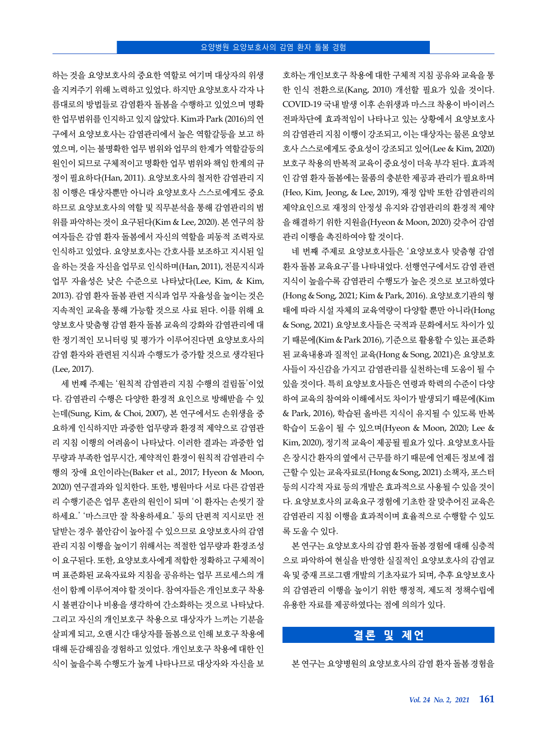하는 것을 요양보호사의 중요한 역할로 여기며 대상자의 위생을 지켜주기 위해 노력하고 있었다. 하지만 요양보호사 각자 나름대로의 방법들로 감염환자 돌봄을 수행하고 있었으며 명확한 업무범위를 인지하고 있지 않았다. Kim과 Park (2016)의 연구에서 요양보호사는 감염관리에서 높은 역할갈등을 보고 하였으며, 이는 불명확한 업무 범위와 업무의 한계가 역할갈등의 원인이 되므로 구체적이고 명확한 업무 범위와 책임 한계의 규정이 필요하다(Han, 2011). 요양보호사의 철저한 감염관리 지침 이행은 대상자뿐만 아니라 요양보호사 스스로에게도 중요하므로 요양보호사의 역할 및 직무분석을 통해 감염관리의 범위를 파악하는 것이 요구된다(Kim & Lee, 2020). 본 연구의 참여자들은 감염 환자 돌봄에서 자신의 역할을 피동적 조력자로 인식하고 있었다. 요양보호사는 간호사를 보조하고 지시된 일을 하는 것을 자신을 업무로 인식하며(Han, 2011), 전문지식과 업무 자율성은 낮은 수준으로 나타났다(Lee, Kim, & Kim, 2013). 감염 환자 돌봄 관련 지식과 업무 자율성을 높이는 것은 지속적인 교육을 통해 가능할 것으로 사료 된다. 이를 위해 요양보호사 맞춤형 감염 환자 돌봄 교육의 강화와 감염관리에 대한 정기적인 모니터링 및 평가가 이루어진다면 요양보호사의 감염 환자와 관련된 지식과 수행도가 증가할 것으로 생각된다 (Lee, 2017).

세 번째 주제는 '원칙적 감염관리 지침 수행의 걸림돌'이었다. 감염관리 수행은 다양한 환경적 요인으로 방해받을 수 있는데(Sung, Kim, & Choi, 2007), 본 연구에서도 손위생을 중요하게 인식하지만 과중한 업무량과 환경적 제약으로 감염관리 지침 이행의 어려움이 나타났다. 이러한 결과는 과중한 업무량과 부족한 업무시간, 제약적인 환경이 원칙적 감염관리 수행의 장애 요인이라는(Baker et al., 2017; Hyeon & Moon, 2020) 연구결과와 일치한다. 또한, 병원마다 서로 다른 감염관리 수행기준은 업무 혼란의 원인이 되며 '이 환자는 손씻기 잘 하세요.' '마스크만 잘 착용하세요.' 등의 단편적 지시로만 전달받는 경우 불안감이 높아질 수 있으므로 요양보호사의 감염관리 지침 이행을 높이기 위해서는 적절한 업무량과 환경조성이 요구된다. 또한, 요양보호사에게 적합한 정확하고 구체적이며 표준화된 교육자료와 지침을 공유하는 업무 프로세스의 개선이 함께 이루어져야 할 것이다. 참여자들은 개인보호구 착용 시 불편감이나 비용을 생각하여 간소화하는 것으로 나타났다. 그리고 자신의 개인보호구 착용으로 대상자가 느끼는 기분을 살피게 되고, 오랜 시간 대상자를 돌봄으로 인해 보호구 착용에 대해 둔감해짐을 경험하고 있었다. 개인보호구 착용에 대한 인식이 높을수록 수행도가 높게 나타나므로 대상자와 자신을 보호하는 개인보호구 착용에 대한 구체적 지침 공유와 교육을 통한 인식 전환으로(Kang, 2010) 개선할 필요가 있을 것이다. COVID-19 국내 발생 이후 손위생과 마스크 착용이 바이러스 전파차단에 효과적임이 나타나고 있는 상황에서 요양보호사의 감염관리 지침 이행이 강조되고, 이는 대상자는 물론 요양보호사 스스로에게도 중요성이 강조되고 있어(Lee & Kim, 2020) 보호구 착용의 반복적 교육이 중요성이 더욱 부각 된다. 효과적인 감염 환자 돌봄에는 물품의 충분한 제공과 관리가 필요하며(Heo, Kim, Jeong, & Lee, 2019), 재정 압박 또한 감염관리의 제약요인으로 재정의 안정성 유지와 감염관리의 환경적 제약을 해결하기 위한 지원을(Hyeon & Moon, 2020) 갖추어 감염관리 이행을 촉진하여야 할 것이다.

네 번째 주제로 요양보호사들은 '요양보호사 맞춤형 감염 환자 돌봄 교육요구'를 나타내었다. 선행연구에서도 감염 관련 지식이 높을수록 감염관리 수행도가 높은 것으로 보고하였다 (Hong & Song, 2021; Kim & Park, 2016). 요양보호기관의 형태에 따라 시설 자체의 교육역량이 다양할 뿐만 아니라(Hong & Song, 2021) 요양보호사들은 국적과 문화에서도 차이가 있기 때문에(Kim & Park 2016), 기준으로 활용할 수 있는 표준화된 교육내용과 질적인 교육(Hong & Song, 2021)은 요양보호사들이 자신감을 가지고 감염관리를 실천하는데 도움이 될 수 있을 것이다. 특히 요양보호사들은 연령과 학력의 수준이 다양하여 교육의 참여와 이해에서도 차이가 발생되기 때문에(Kim & Park, 2016), 학습된 올바른 지식이 유지될 수 있도록 반복학습이 도움이 될 수 있으며(Hyeon & Moon, 2020; Lee & Kim, 2020), 정기적 교육이 제공될 필요가 있다. 요양보호사들은 장시간 환자의 옆에서 근무를 하기 때문에 언제든 정보에 접근할 수 있는 교육자료로(Hong & Song, 2021) 소책자, 포스터 등의 시각적 자료 등의 개발은 효과적으로 사용될 수 있을 것이다. 요양보호사의 교육요구 경험에 기초한 잘 맞추어진 교육은 감염관리 지침 이행을 효과적이며 효율적으로 수행할 수 있도록 도울 수 있다.

본 연구는 요양보호사의 감염 환자 돌봄 경험에 대해 심층적으로 파악하여 현실을 반영한 실질적인 요양보호사의 감염교육 및 중재 프로그램 개발의 기초자료가 되며, 추후 요양보호사의 감염관리 이행을 높이기 위한 행정적, 제도적 정책수립에 유용한 자료를 제공하였다는 점에 의의가 있다.

## 결론 및 제언

본 연구는 요양병원의 요양보호사의 감염 환자 돌봄 경험을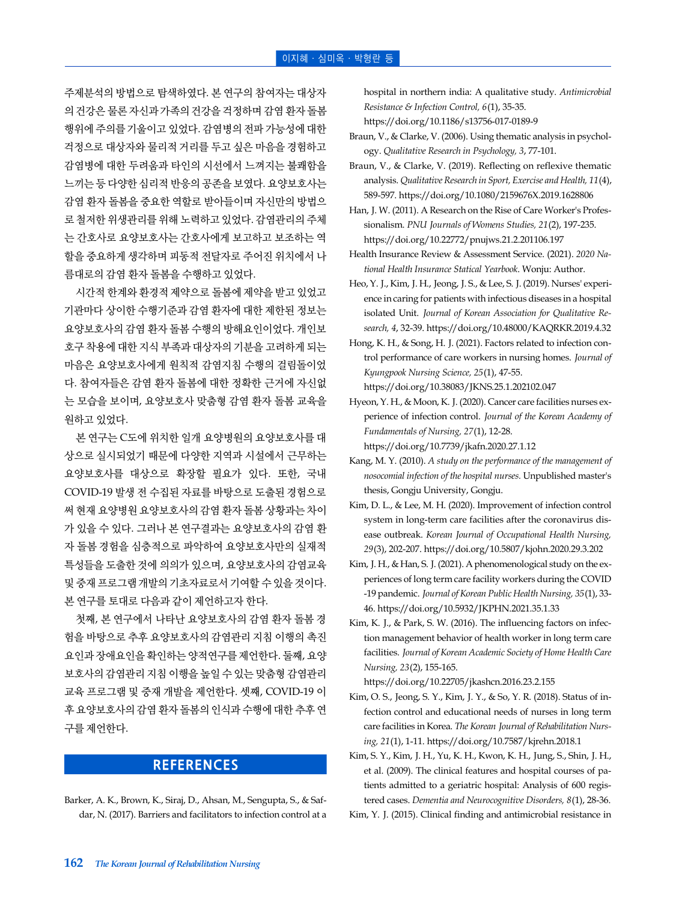주제분석의 방법으로 탐색하였다. 본 연구의 참여자는 대상자의 건강은 물론 자신과 가족의 건강을 걱정하며 감염 환자 돌봄 행위에 주의를 기울이고 있었다. 감염병의 전파 가능성에 대한 걱정으로 대상자와 물리적 거리를 두고 싶은 마음을 경험하고 감염병에 대한 두려움과 타인의 시선에서 느껴지는 불쾌함을 느끼는 등 다양한 심리적 반응의 공존을 보였다. 요양보호사는 감염 환자 돌봄을 중요한 역할로 받아들이며 자신만의 방법으로 철저한 위생관리를 위해 노력하고 있었다. 감염관리의 주체는 간호사로 요양보호사는 간호사에게 보고하고 보조하는 역할을 중요하게 생각하며 피동적 전달자로 주어진 위치에서 나름대로의 감염 환자 돌봄을 수행하고 있었다.

시간적 한계와 환경적 제약으로 돌봄에 제약을 받고 있었고 기관마다 상이한 수행기준과 감염 환자에 대한 제한된 정보는 요양보호사의 감염 환자 돌봄 수행의 방해요인이었다. 개인보호구 착용에 대한 지식 부족과 대상자의 기분을 고려하게 되는 마음은 요양보호사에게 원칙적 감염지침 수행의 걸림돌이었다. 참여자들은 감염 환자 돌봄에 대한 정확한 근거에 자신없는 모습을 보이며, 요양보호사 맞춤형 감염 환자 돌봄 교육을 원하고 있었다.

본 연구는 C도에 위치한 일개 요양병원의 요양보호사를 대상으로 실시되었기 때문에 다양한 지역과 시설에서 근무하는 요양보호사를 대상으로 확장할 필요가 있다. 또한, 국내 COVID-19 발생 전 수집된 자료를 바탕으로 도출된 경험으로써 현재 요양병원 요양보호사의 감염 환자 돌봄 상황과는 차이가 있을 수 있다. 그러나 본 연구결과는 요양보호사의 감염 환자 돌봄 경험을 심층적으로 파악하여 요양보호사만의 실재적 특성들을 도출한 것에 의의가 있으며, 요양보호사의 감염교육 및 중재 프로그램 개발의 기초자료로서 기여할 수 있을 것이다. 본 연구를 토대로 다음과 같이 제언하고자 한다.

첫째, 본 연구에서 나타난 요양보호사의 감염 환자 돌봄 경험을 바탕으로 추후 요양보호사의 감염관리 지침 이행의 촉진요인과 장애요인을 확인하는 양적연구를 제언한다. 둘째, 요양보호사의 감염관리 지침 이행을 높일 수 있는 맞춤형 감염관리 교육 프로그램 및 중재 개발을 제언한다. 셋째, COVID-19 이후 요양보호사의 감염 환자 돌봄의 인식과 수행에 대한 추후 연구를 제언한다.

## REFERENCES

Barker, A. K., Brown, K., Siraj, D., Ahsan, M., Sengupta, S., & Safdar, N. (2017). Barriers and facilitators to infection control at a hospital in northern india: A qualitative study. *Antimicrobial Resistance & Infection Control, 6*(1), 35-35. https://doi.org/10.1186/s13756-017-0189-9

Braun, V., & Clarke, V. (2006). Using thematic analysis in psychology. *Qualitative Research in Psychology, 3*, 77-101.

Braun, V., & Clarke, V. (2019). Reflecting on reflexive thematic analysis. *Qualitative Research in Sport, Exercise and Health, 11*(4), 589-597. https://doi.org/10.1080/2159676X.2019.1628806

Han, J. W. (2011). A Research on the Rise of Care Worker's Professionalism. *PNU Journals of Womens Studies, 21*(2), 197-235. https://doi.org/10.22772/pnujws.21.2.201106.197

Health Insurance Review & Assessment Service. (2021). *2020 National Health Insurance Statical Yearbook*. Wonju: Author.

Heo, Y. J., Kim, J. H., Jeong, J. S., & Lee, S. J. (2019). Nurses' experience in caring for patients with infectious diseases in a hospital isolated Unit. *Journal of Korean Association for Qualitative Research, 4*, 32-39. https://doi.org/10.48000/KAQRKR.2019.4.32

Hong, K. H., & Song, H. J. (2021). Factors related to infection control performance of care workers in nursing homes. *Journal of Kyungpook Nursing Science, 25*(1), 47-55. https://doi.org/10.38083/JKNS.25.1.202102.047

Hyeon, Y. H., & Moon, K. J. (2020). Cancer care facilities nurses experience of infection control. *Journal of the Korean Academy of Fundamentals of Nursing, 27*(1), 12-28. https://doi.org/10.7739/jkafn.2020.27.1.12

Kang, M. Y. (2010). *A study on the performance of the management of nosocomial infection of the hospital nurses*. Unpublished master's thesis, Gongju University, Gongju.

Kim, D. L., & Lee, M. H. (2020). Improvement of infection control system in long-term care facilities after the coronavirus disease outbreak. *Korean Journal of Occupational Health Nursing, 29*(3), 202-207. https://doi.org/10.5807/kjohn.2020.29.3.202

Kim, J. H., & Han, S. J. (2021). A phenomenological study on the experiences of long term care facility workers during the COVID-19 pandemic. *Journal of Korean Public Health Nursing, 35*(1), 33-46. https://doi.org/10.5932/JKPHN.2021.35.1.33

Kim, K. J., & Park, S. W. (2016). The influencing factors on infection management behavior of health worker in long term care facilities. *Journal of Korean Academic Society of Home Health Care Nursing, 23*(2), 155-165. https://doi.org/10.22705/jkashcn.2016.23.2.155

Kim, O. S., Jeong, S. Y., Kim, J. Y., & So, Y. R. (2018). Status of infection control and educational needs of nurses in long term care facilities in Korea. *The Korean Journal of Rehabilitation Nursing, 21*(1), 1-11. https://doi.org/10.7587/kjrehn.2018.1

Kim, S. Y., Kim, J. H., Yu, K. H., Kwon, K. H., Jung, S., Shin, J. H., et al. (2009). The clinical features and hospital courses of patients admitted to a geriatric hospital: Analysis of 600 registered cases. *Dementia and Neurocognitive Disorders, 8*(1), 28-36.

Kim, Y. J. (2015). Clinical finding and antimicrobial resistance in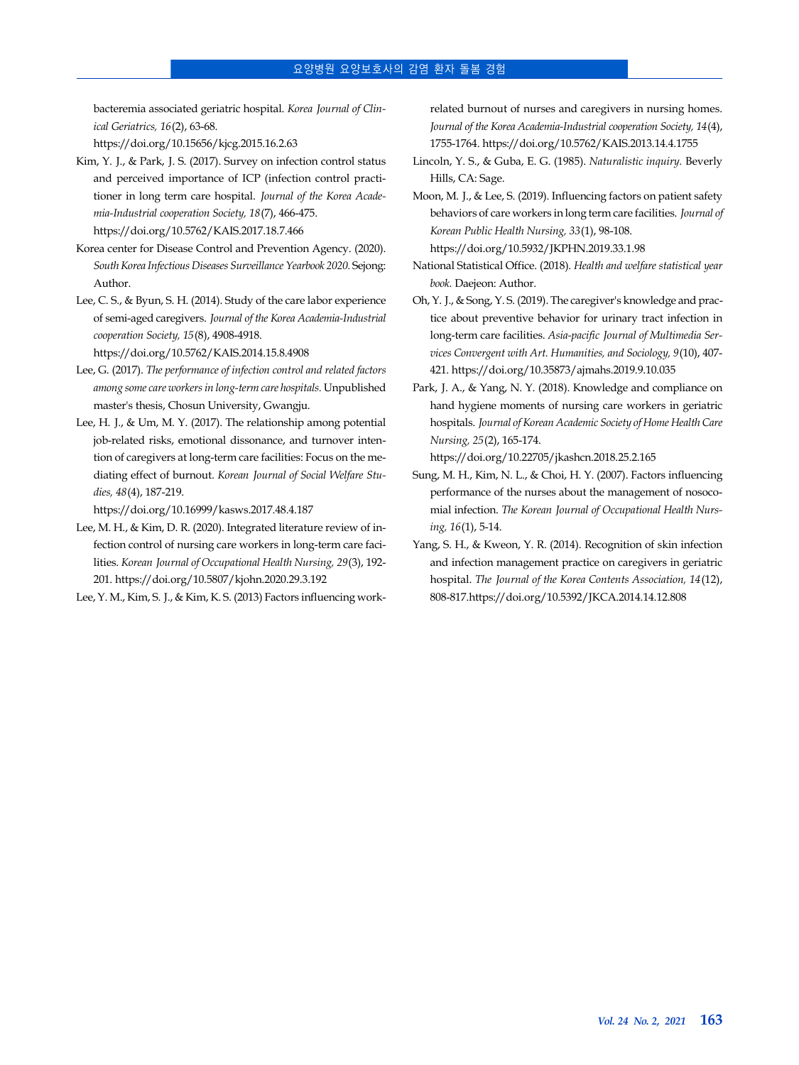bacteremia associated geriatric hospital. *Korea Journal of Clinical Geriatrics, 16*(2), 63-68.
https://doi.org/10.15656/kjcg.2015.16.2.63

Kim, Y. J., & Park, J. S. (2017). Survey on infection control status and perceived importance of ICP (infection control practitioner in long term care hospital. *Journal of the Korea Academia-Industrial cooperation Society, 18*(7), 466-475.
https://doi.org/10.5762/KAIS.2017.18.7.466

Korea center for Disease Control and Prevention Agency. (2020). *South Korea Infectious Diseases Surveillance Yearbook 2020.* Sejong: Author.

Lee, C. S., & Byun, S. H. (2014). Study of the care labor experience of semi-aged caregivers. *Journal of the Korea Academia-Industrial cooperation Society, 15*(8), 4908-4918.
https://doi.org/10.5762/KAIS.2014.15.8.4908

Lee, G. (2017). *The performance of infection control and related factors among some care workers in long-term care hospitals.* Unpublished master's thesis, Chosun University, Gwangju.

Lee, H. J., & Um, M. Y. (2017). The relationship among potential job-related risks, emotional dissonance, and turnover intention of caregivers at long-term care facilities: Focus on the mediating effect of burnout. *Korean Journal of Social Welfare Studies, 48*(4), 187-219.
https://doi.org/10.16999/kasws.2017.48.4.187

Lee, M. H., & Kim, D. R. (2020). Integrated literature review of infection control of nursing care workers in long-term care facilities. *Korean Journal of Occupational Health Nursing, 29*(3), 192-201. https://doi.org/10.5807/kjohn.2020.29.3.192

Lee, Y. M., Kim, S. J., & Kim, K. S. (2013) Factors influencing work-related burnout of nurses and caregivers in nursing homes. *Journal of the Korea Academia-Industrial cooperation Society, 14*(4), 1755-1764. https://doi.org/10.5762/KAIS.2013.14.4.1755

Lincoln, Y. S., & Guba, E. G. (1985). *Naturalistic inquiry.* Beverly Hills, CA: Sage.

Moon, M. J., & Lee, S. (2019). Influencing factors on patient safety behaviors of care workers in long term care facilities. *Journal of Korean Public Health Nursing, 33*(1), 98-108.
https://doi.org/10.5932/JKPHN.2019.33.1.98

National Statistical Office. (2018). *Health and welfare statistical year book.* Daejeon: Author.

Oh, Y. J., & Song, Y. S. (2019). The caregiver's knowledge and practice about preventive behavior for urinary tract infection in long-term care facilities. *Asia-pacific Journal of Multimedia Services Convergent with Art. Humanities, and Sociology, 9*(10), 407-421. https://doi.org/10.35873/ajmahs.2019.9.10.035

Park, J. A., & Yang, N. Y. (2018). Knowledge and compliance on hand hygiene moments of nursing care workers in geriatric hospitals. *Journal of Korean Academic Society of Home Health Care Nursing, 25*(2), 165-174.
https://doi.org/10.22705/jkashcn.2018.25.2.165

Sung, M. H., Kim, N. L., & Choi, H. Y. (2007). Factors influencing performance of the nurses about the management of nosocomial infection. *The Korean Journal of Occupational Health Nursing, 16*(1), 5-14.

Yang, S. H., & Kweon, Y. R. (2014). Recognition of skin infection and infection management practice on caregivers in geriatric hospital. *The Journal of the Korea Contents Association, 14*(12), 808-817.https://doi.org/10.5392/JKCA.2014.14.12.808